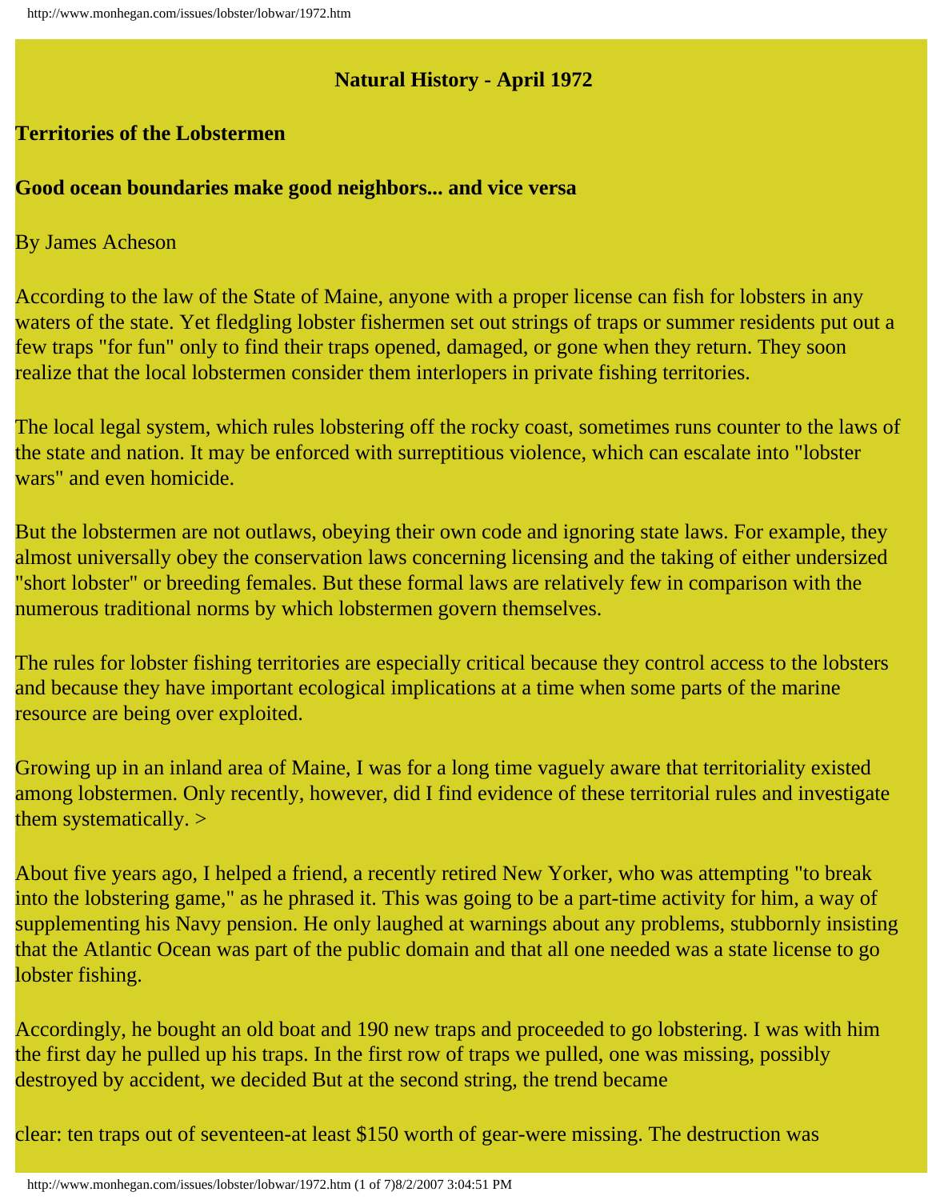**Natural History - April 1972**

## Territories of the Lobstermen

### Good ocean boundaries make good neighbors... and vice versa

By James Acheson

According to the law of the State of Maine, anyone with a proper license can fish for lobsters in any waters of the state. Yet fledgling lobster fishermen set out strings of traps or summer residents put out a few traps "for fun" only to find their traps opened, damaged, or gone when they return. They soon realize that the local lobstermen consider them interlopers in private fishing territories.

The local legal system, which rules lobstering off the rocky coast, sometimes runs counter to the laws of the state and nation. It may be enforced with surreptitious violence, which can escalate into "lobster wars" and even homicide.

But the lobstermen are not outlaws, obeying their own code and ignoring state laws. For example, they almost universally obey the conservation laws concerning licensing and the taking of either undersized "short lobster" or breeding females. But these formal laws are relatively few in comparison with the numerous traditional norms by which lobstermen govern themselves.

The rules for lobster fishing territories are especially critical because they control access to the lobsters and because they have important ecological implications at a time when some parts of the marine resource are being over exploited.

Growing up in an inland area of Maine, I was for a long time vaguely aware that territoriality existed among lobstermen. Only recently, however, did I find evidence of these territorial rules and investigate them systematically. >

About five years ago, I helped a friend, a recently retired New Yorker, who was attempting "to break into the lobstering game," as he phrased it. This was going to be a part-time activity for him, a way of supplementing his Navy pension. He only laughed at warnings about any problems, stubbornly insisting that the Atlantic Ocean was part of the public domain and that all one needed was a state license to go lobster fishing.

Accordingly, he bought an old boat and 190 new traps and proceeded to go lobstering. I was with him the first day he pulled up his traps. In the first row of traps we pulled, one was missing, possibly destroyed by accident, we decided But at the second string, the trend became

clear: ten traps out of seventeen-at least $150 worth of gear-were missing. The destruction was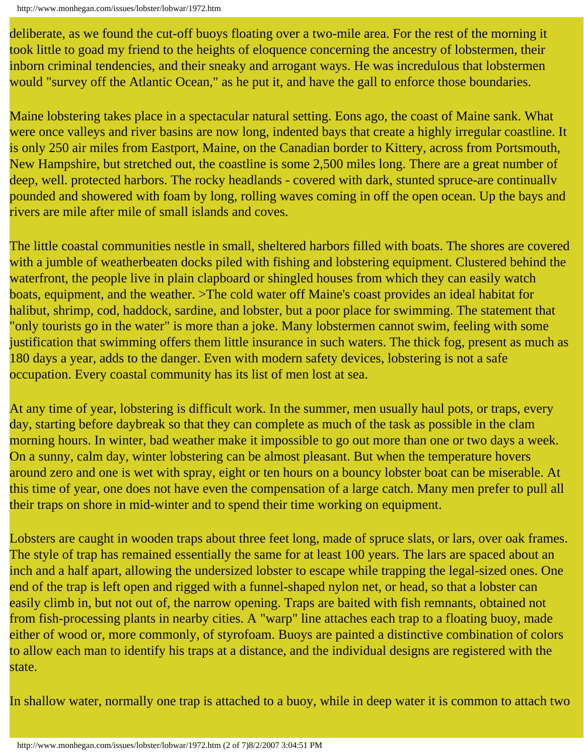deliberate, as we found the cut-off buoys floating over a two-mile area. For the rest of the morning it took little to goad my friend to the heights of eloquence concerning the ancestry of lobstermen, their inborn criminal tendencies, and their sneaky and arrogant ways. He was incredulous that lobstermen would "survey off the Atlantic Ocean," as he put it, and have the gall to enforce those boundaries.

Maine lobstering takes place in a spectacular natural setting. Eons ago, the coast of Maine sank. What were once valleys and river basins are now long, indented bays that create a highly irregular coastline. It is only 250 air miles from Eastport, Maine, on the Canadian border to Kittery, across from Portsmouth, New Hampshire, but stretched out, the coastline is some 2,500 miles long. There are a great number of deep, well. protected harbors. The rocky headlands - covered with dark, stunted spruce-are continuallv pounded and showered with foam by long, rolling waves coming in off the open ocean. Up the bays and rivers are mile after mile of small islands and coves.

The little coastal communities nestle in small, sheltered harbors filled with boats. The shores are covered with a jumble of weatherbeaten docks piled with fishing and lobstering equipment. Clustered behind the waterfront, the people live in plain clapboard or shingled houses from which they can easily watch boats, equipment, and the weather. >The cold water off Maine's coast provides an ideal habitat for halibut, shrimp, cod, haddock, sardine, and lobster, but a poor place for swimming. The statement that "only tourists go in the water" is more than a joke. Many lobstermen cannot swim, feeling with some justification that swimming offers them little insurance in such waters. The thick fog, present as much as 180 days a year, adds to the danger. Even with modern safety devices, lobstering is not a safe occupation. Every coastal community has its list of men lost at sea.

At any time of year, lobstering is difficult work. In the summer, men usually haul pots, or traps, every day, starting before daybreak so that they can complete as much of the task as possible in the clam morning hours. In winter, bad weather make it impossible to go out more than one or two days a week. On a sunny, calm day, winter lobstering can be almost pleasant. But when the temperature hovers around zero and one is wet with spray, eight or ten hours on a bouncy lobster boat can be miserable. At this time of year, one does not have even the compensation of a large catch. Many men prefer to pull all their traps on shore in mid-winter and to spend their time working on equipment.

Lobsters are caught in wooden traps about three feet long, made of spruce slats, or lars, over oak frames. The style of trap has remained essentially the same for at least 100 years. The lars are spaced about an inch and a half apart, allowing the undersized lobster to escape while trapping the legal-sized ones. One end of the trap is left open and rigged with a funnel-shaped nylon net, or head, so that a lobster can easily climb in, but not out of, the narrow opening. Traps are baited with fish remnants, obtained not from fish-processing plants in nearby cities. A "warp" line attaches each trap to a floating buoy, made either of wood or, more commonly, of styrofoam. Buoys are painted a distinctive combination of colors to allow each man to identify his traps at a distance, and the individual designs are registered with the state.

In shallow water, normally one trap is attached to a buoy, while in deep water it is common to attach two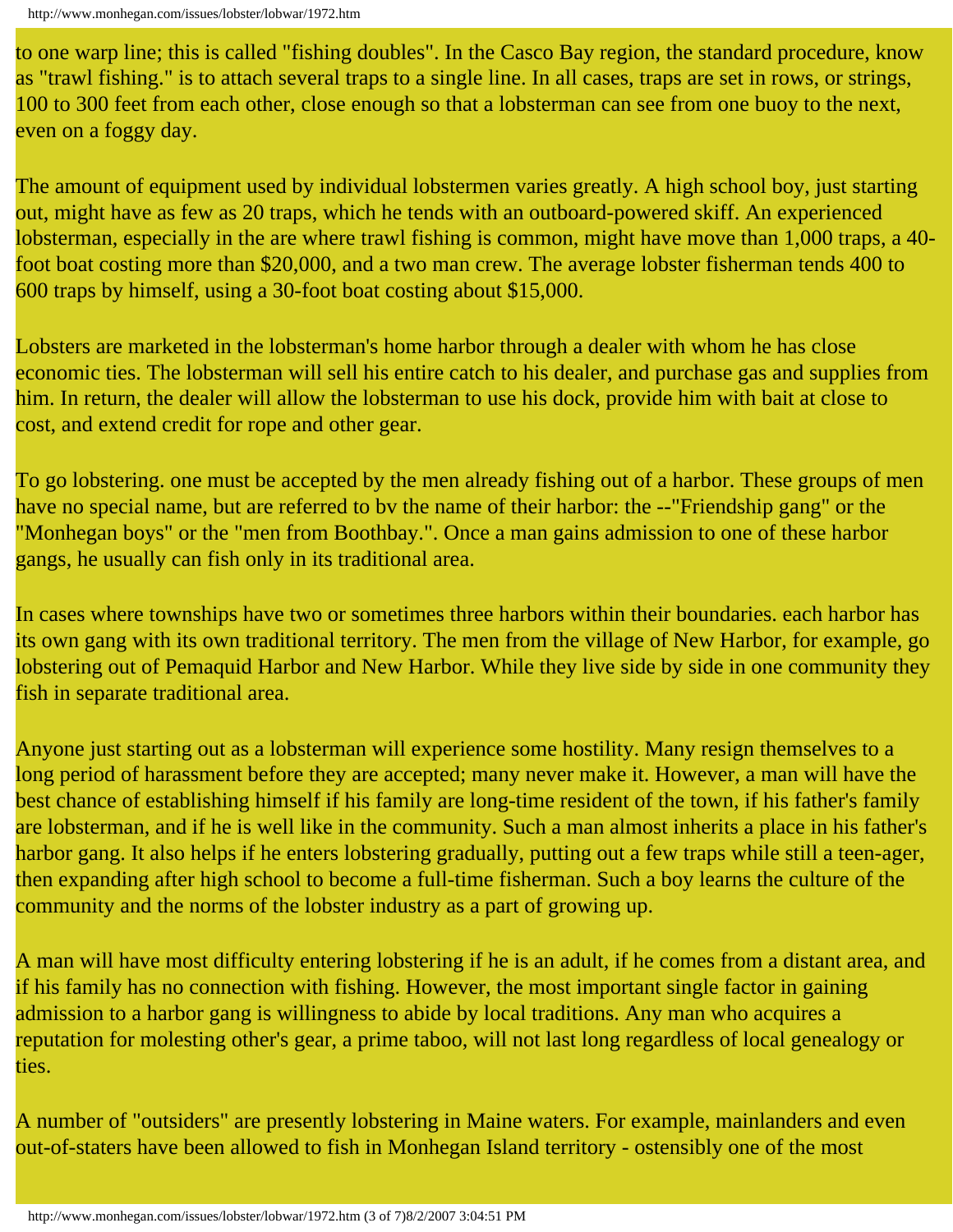to one warp line; this is called "fishing doubles". In the Casco Bay region, the standard procedure, know as "trawl fishing." is to attach several traps to a single line. In all cases, traps are set in rows, or strings, 100 to 300 feet from each other, close enough so that a lobsterman can see from one buoy to the next, even on a foggy day.

The amount of equipment used by individual lobstermen varies greatly. A high school boy, just starting out, might have as few as 20 traps, which he tends with an outboard-powered skiff. An experienced lobsterman, especially in the are where trawl fishing is common, might have move than 1,000 traps, a 40-foot boat costing more than $20,000, and a two man crew. The average lobster fisherman tends 400 to 600 traps by himself, using a 30-foot boat costing about $15,000.

Lobsters are marketed in the lobsterman's home harbor through a dealer with whom he has close economic ties. The lobsterman will sell his entire catch to his dealer, and purchase gas and supplies from him. In return, the dealer will allow the lobsterman to use his dock, provide him with bait at close to cost, and extend credit for rope and other gear.

To go lobstering. one must be accepted by the men already fishing out of a harbor. These groups of men have no special name, but are referred to bv the name of their harbor: the --"Friendship gang" or the "Monhegan boys" or the "men from Boothbay.". Once a man gains admission to one of these harbor gangs, he usually can fish only in its traditional area.

In cases where townships have two or sometimes three harbors within their boundaries. each harbor has its own gang with its own traditional territory. The men from the village of New Harbor, for example, go lobstering out of Pemaquid Harbor and New Harbor. While they live side by side in one community they fish in separate traditional area.

Anyone just starting out as a lobsterman will experience some hostility. Many resign themselves to a long period of harassment before they are accepted; many never make it. However, a man will have the best chance of establishing himself if his family are long-time resident of the town, if his father's family are lobsterman, and if he is well like in the community. Such a man almost inherits a place in his father's harbor gang. It also helps if he enters lobstering gradually, putting out a few traps while still a teen-ager, then expanding after high school to become a full-time fisherman. Such a boy learns the culture of the community and the norms of the lobster industry as a part of growing up.

A man will have most difficulty entering lobstering if he is an adult, if he comes from a distant area, and if his family has no connection with fishing. However, the most important single factor in gaining admission to a harbor gang is willingness to abide by local traditions. Any man who acquires a reputation for molesting other's gear, a prime taboo, will not last long regardless of local genealogy or ties.

A number of "outsiders" are presently lobstering in Maine waters. For example, mainlanders and even out-of-staters have been allowed to fish in Monhegan Island territory - ostensibly one of the most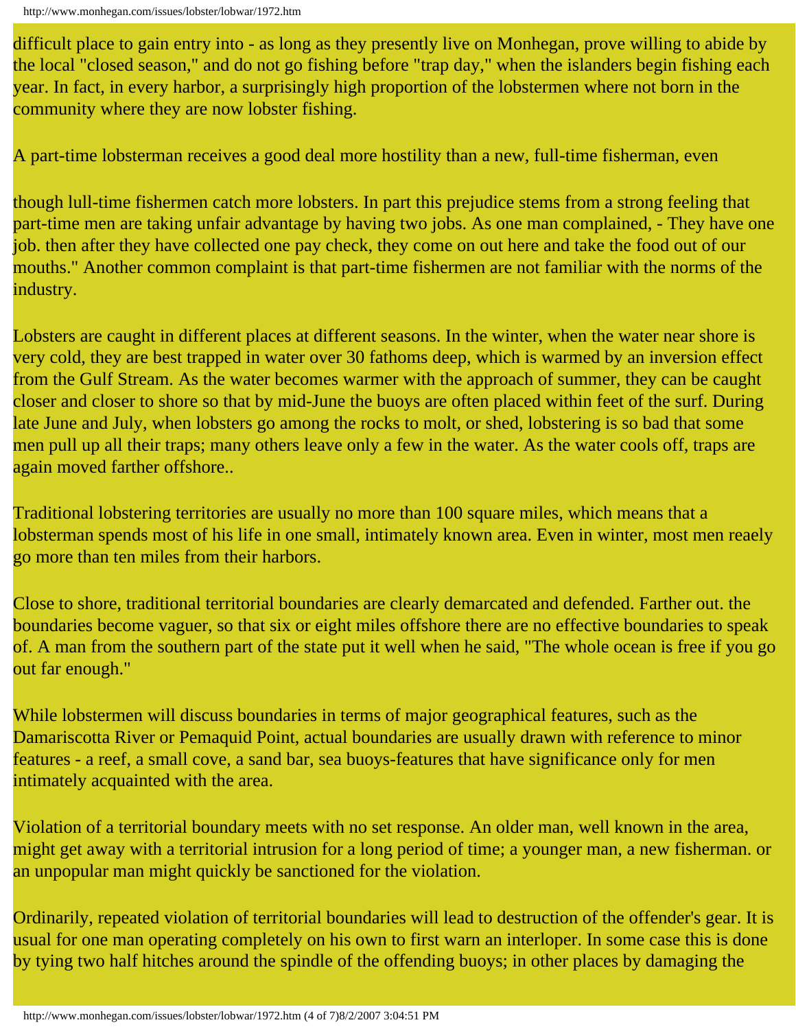difficult place to gain entry into - as long as they presently live on Monhegan, prove willing to abide by the local "closed season," and do not go fishing before "trap day," when the islanders begin fishing each year. In fact, in every harbor, a surprisingly high proportion of the lobstermen where not born in the community where they are now lobster fishing.

A part-time lobsterman receives a good deal more hostility than a new, full-time fisherman, even

though lull-time fishermen catch more lobsters. In part this prejudice stems from a strong feeling that part-time men are taking unfair advantage by having two jobs. As one man complained, - They have one job. then after they have collected one pay check, they come on out here and take the food out of our mouths." Another common complaint is that part-time fishermen are not familiar with the norms of the industry.

Lobsters are caught in different places at different seasons. In the winter, when the water near shore is very cold, they are best trapped in water over 30 fathoms deep, which is warmed by an inversion effect from the Gulf Stream. As the water becomes warmer with the approach of summer, they can be caught closer and closer to shore so that by mid-June the buoys are often placed within feet of the surf. During late June and July, when lobsters go among the rocks to molt, or shed, lobstering is so bad that some men pull up all their traps; many others leave only a few in the water. As the water cools off, traps are again moved farther offshore..

Traditional lobstering territories are usually no more than 100 square miles, which means that a lobsterman spends most of his life in one small, intimately known area. Even in winter, most men reaely go more than ten miles from their harbors.

Close to shore, traditional territorial boundaries are clearly demarcated and defended. Farther out. the boundaries become vaguer, so that six or eight miles offshore there are no effective boundaries to speak of. A man from the southern part of the state put it well when he said, "The whole ocean is free if you go out far enough."

While lobstermen will discuss boundaries in terms of major geographical features, such as the Damariscotta River or Pemaquid Point, actual boundaries are usually drawn with reference to minor features - a reef, a small cove, a sand bar, sea buoys-features that have significance only for men intimately acquainted with the area.

Violation of a territorial boundary meets with no set response. An older man, well known in the area, might get away with a territorial intrusion for a long period of time; a younger man, a new fisherman. or an unpopular man might quickly be sanctioned for the violation.

Ordinarily, repeated violation of territorial boundaries will lead to destruction of the offender's gear. It is usual for one man operating completely on his own to first warn an interloper. In some case this is done by tying two half hitches around the spindle of the offending buoys; in other places by damaging the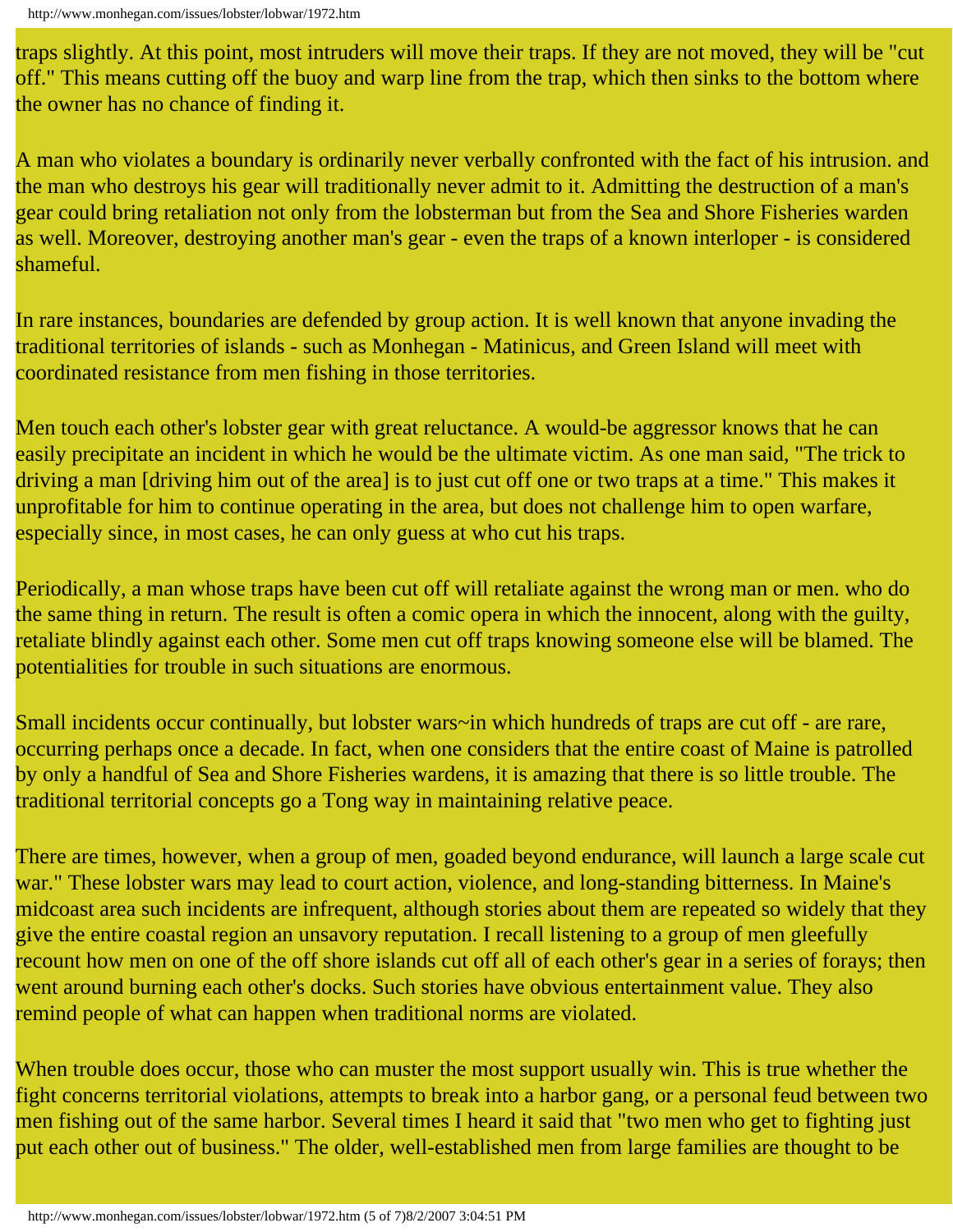traps slightly. At this point, most intruders will move their traps. If they are not moved, they will be "cut off." This means cutting off the buoy and warp line from the trap, which then sinks to the bottom where the owner has no chance of finding it.

A man who violates a boundary is ordinarily never verbally confronted with the fact of his intrusion. and the man who destroys his gear will traditionally never admit to it. Admitting the destruction of a man's gear could bring retaliation not only from the lobsterman but from the Sea and Shore Fisheries warden as well. Moreover, destroying another man's gear - even the traps of a known interloper - is considered shameful.

In rare instances, boundaries are defended by group action. It is well known that anyone invading the traditional territories of islands - such as Monhegan - Matinicus, and Green Island will meet with coordinated resistance from men fishing in those territories.

Men touch each other's lobster gear with great reluctance. A would-be aggressor knows that he can easily precipitate an incident in which he would be the ultimate victim. As one man said, "The trick to driving a man [driving him out of the area] is to just cut off one or two traps at a time." This makes it unprofitable for him to continue operating in the area, but does not challenge him to open warfare, especially since, in most cases, he can only guess at who cut his traps.

Periodically, a man whose traps have been cut off will retaliate against the wrong man or men. who do the same thing in return. The result is often a comic opera in which the innocent, along with the guilty, retaliate blindly against each other. Some men cut off traps knowing someone else will be blamed. The potentialities for trouble in such situations are enormous.

Small incidents occur continually, but lobster wars~in which hundreds of traps are cut off - are rare, occurring perhaps once a decade. In fact, when one considers that the entire coast of Maine is patrolled by only a handful of Sea and Shore Fisheries wardens, it is amazing that there is so little trouble. The traditional territorial concepts go a Tong way in maintaining relative peace.

There are times, however, when a group of men, goaded beyond endurance, will launch a large scale cut war." These lobster wars may lead to court action, violence, and long-standing bitterness. In Maine's midcoast area such incidents are infrequent, although stories about them are repeated so widely that they give the entire coastal region an unsavory reputation. I recall listening to a group of men gleefully recount how men on one of the off shore islands cut off all of each other's gear in a series of forays; then went around burning each other's docks. Such stories have obvious entertainment value. They also remind people of what can happen when traditional norms are violated.

When trouble does occur, those who can muster the most support usually win. This is true whether the fight concerns territorial violations, attempts to break into a harbor gang, or a personal feud between two men fishing out of the same harbor. Several times I heard it said that "two men who get to fighting just put each other out of business." The older, well-established men from large families are thought to be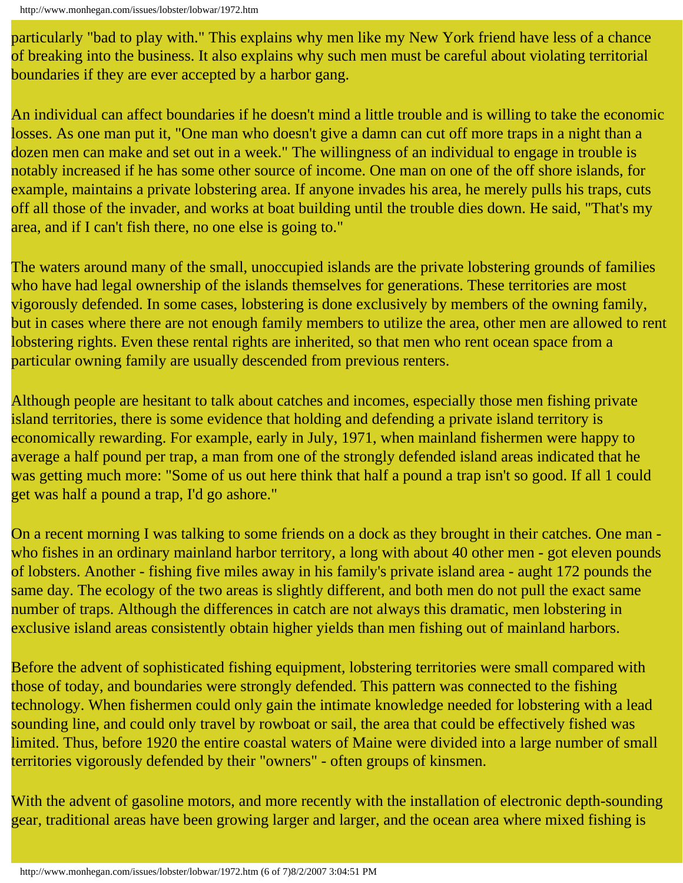particularly "bad to play with." This explains why men like my New York friend have less of a chance of breaking into the business. It also explains why such men must be careful about violating territorial boundaries if they are ever accepted by a harbor gang.

An individual can affect boundaries if he doesn't mind a little trouble and is willing to take the economic losses. As one man put it, "One man who doesn't give a damn can cut off more traps in a night than a dozen men can make and set out in a week." The willingness of an individual to engage in trouble is notably increased if he has some other source of income. One man on one of the off shore islands, for example, maintains a private lobstering area. If anyone invades his area, he merely pulls his traps, cuts off all those of the invader, and works at boat building until the trouble dies down. He said, "That's my area, and if I can't fish there, no one else is going to."

The waters around many of the small, unoccupied islands are the private lobstering grounds of families who have had legal ownership of the islands themselves for generations. These territories are most vigorously defended. In some cases, lobstering is done exclusively by members of the owning family, but in cases where there are not enough family members to utilize the area, other men are allowed to rent lobstering rights. Even these rental rights are inherited, so that men who rent ocean space from a particular owning family are usually descended from previous renters.

Although people are hesitant to talk about catches and incomes, especially those men fishing private island territories, there is some evidence that holding and defending a private island territory is economically rewarding. For example, early in July, 1971, when mainland fishermen were happy to average a half pound per trap, a man from one of the strongly defended island areas indicated that he was getting much more: "Some of us out here think that half a pound a trap isn't so good. If all 1 could get was half a pound a trap, I'd go ashore."

On a recent morning I was talking to some friends on a dock as they brought in their catches. One man - who fishes in an ordinary mainland harbor territory, a long with about 40 other men - got eleven pounds of lobsters. Another - fishing five miles away in his family's private island area - aught 172 pounds the same day. The ecology of the two areas is slightly different, and both men do not pull the exact same number of traps. Although the differences in catch are not always this dramatic, men lobstering in exclusive island areas consistently obtain higher yields than men fishing out of mainland harbors.

Before the advent of sophisticated fishing equipment, lobstering territories were small compared with those of today, and boundaries were strongly defended. This pattern was connected to the fishing technology. When fishermen could only gain the intimate knowledge needed for lobstering with a lead sounding line, and could only travel by rowboat or sail, the area that could be effectively fished was limited. Thus, before 1920 the entire coastal waters of Maine were divided into a large number of small territories vigorously defended by their "owners" - often groups of kinsmen.

With the advent of gasoline motors, and more recently with the installation of electronic depth-sounding gear, traditional areas have been growing larger and larger, and the ocean area where mixed fishing is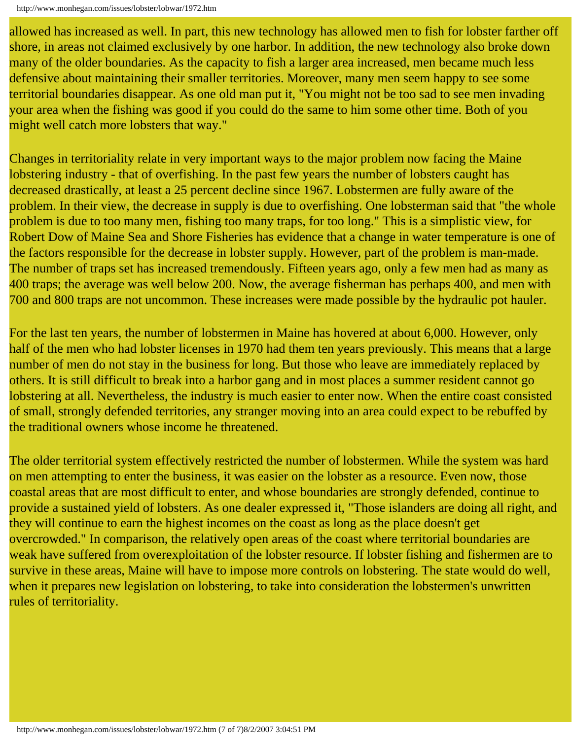allowed has increased as well. In part, this new technology has allowed men to fish for lobster farther off shore, in areas not claimed exclusively by one harbor. In addition, the new technology also broke down many of the older boundaries. As the capacity to fish a larger area increased, men became much less defensive about maintaining their smaller territories. Moreover, many men seem happy to see some territorial boundaries disappear. As one old man put it, "You might not be too sad to see men invading your area when the fishing was good if you could do the same to him some other time. Both of you might well catch more lobsters that way."

Changes in territoriality relate in very important ways to the major problem now facing the Maine lobstering industry - that of overfishing. In the past few years the number of lobsters caught has decreased drastically, at least a 25 percent decline since 1967. Lobstermen are fully aware of the problem. In their view, the decrease in supply is due to overfishing. One lobsterman said that "the whole problem is due to too many men, fishing too many traps, for too long." This is a simplistic view, for Robert Dow of Maine Sea and Shore Fisheries has evidence that a change in water temperature is one of the factors responsible for the decrease in lobster supply. However, part of the problem is man-made. The number of traps set has increased tremendously. Fifteen years ago, only a few men had as many as 400 traps; the average was well below 200. Now, the average fisherman has perhaps 400, and men with 700 and 800 traps are not uncommon. These increases were made possible by the hydraulic pot hauler.

For the last ten years, the number of lobstermen in Maine has hovered at about 6,000. However, only half of the men who had lobster licenses in 1970 had them ten years previously. This means that a large number of men do not stay in the business for long. But those who leave are immediately replaced by others. It is still difficult to break into a harbor gang and in most places a summer resident cannot go lobstering at all. Nevertheless, the industry is much easier to enter now. When the entire coast consisted of small, strongly defended territories, any stranger moving into an area could expect to be rebuffed by the traditional owners whose income he threatened.

The older territorial system effectively restricted the number of lobstermen. While the system was hard on men attempting to enter the business, it was easier on the lobster as a resource. Even now, those coastal areas that are most difficult to enter, and whose boundaries are strongly defended, continue to provide a sustained yield of lobsters. As one dealer expressed it, "Those islanders are doing all right, and they will continue to earn the highest incomes on the coast as long as the place doesn't get overcrowded." In comparison, the relatively open areas of the coast where territorial boundaries are weak have suffered from overexploitation of the lobster resource. If lobster fishing and fishermen are to survive in these areas, Maine will have to impose more controls on lobstering. The state would do well, when it prepares new legislation on lobstering, to take into consideration the lobstermen's unwritten rules of territoriality.